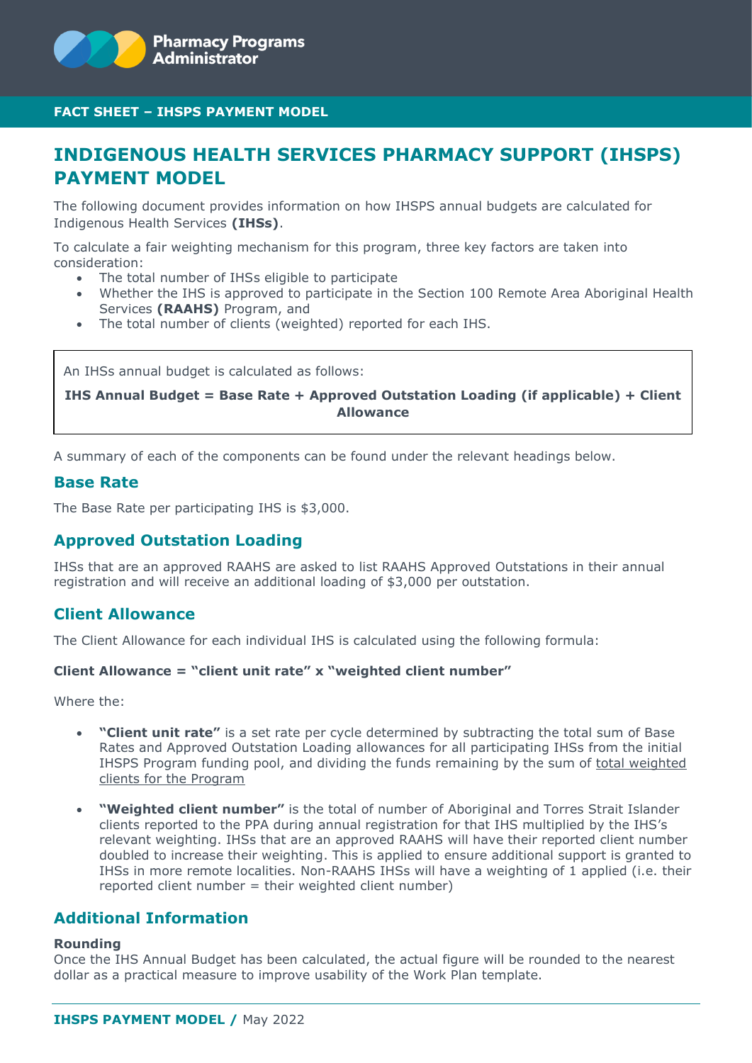Pharmacy Programs Administrator

**FACT SHEET – IHSPS PAYMENT MODEL**

# INDIGENOUS HEALTH SERVICES PHARMACY SUPPORT (IHSPS) PAYMENT MODEL

The following document provides information on how IHSPS annual budgets are calculated for Indigenous Health Services **(IHSs)**.

To calculate a fair weighting mechanism for this program, three key factors are taken into consideration:

- The total number of IHSs eligible to participate
- Whether the IHS is approved to participate in the Section 100 Remote Area Aboriginal Health Services **(RAAHS)** Program, and
- The total number of clients (weighted) reported for each IHS.

> An IHSs annual budget is calculated as follows:
>
> **IHS Annual Budget = Base Rate + Approved Outstation Loading (if applicable) + Client Allowance**

A summary of each of the components can be found under the relevant headings below.

## Base Rate

The Base Rate per participating IHS is $3,000.

## Approved Outstation Loading

IHSs that are an approved RAAHS are asked to list RAAHS Approved Outstations in their annual registration and will receive an additional loading of $3,000 per outstation.

## Client Allowance

The Client Allowance for each individual IHS is calculated using the following formula:

**Client Allowance = "client unit rate" x "weighted client number"**

Where the:

- **"Client unit rate"** is a set rate per cycle determined by subtracting the total sum of Base Rates and Approved Outstation Loading allowances for all participating IHSs from the initial IHSPS Program funding pool, and dividing the funds remaining by the sum of total weighted clients for the Program
- **"Weighted client number"** is the total of number of Aboriginal and Torres Strait Islander clients reported to the PPA during annual registration for that IHS multiplied by the IHS's relevant weighting. IHSs that are an approved RAAHS will have their reported client number doubled to increase their weighting. This is applied to ensure additional support is granted to IHSs in more remote localities. Non-RAAHS IHSs will have a weighting of 1 applied (i.e. their reported client number = their weighted client number)

## Additional Information

**Rounding**

Once the IHS Annual Budget has been calculated, the actual figure will be rounded to the nearest dollar as a practical measure to improve usability of the Work Plan template.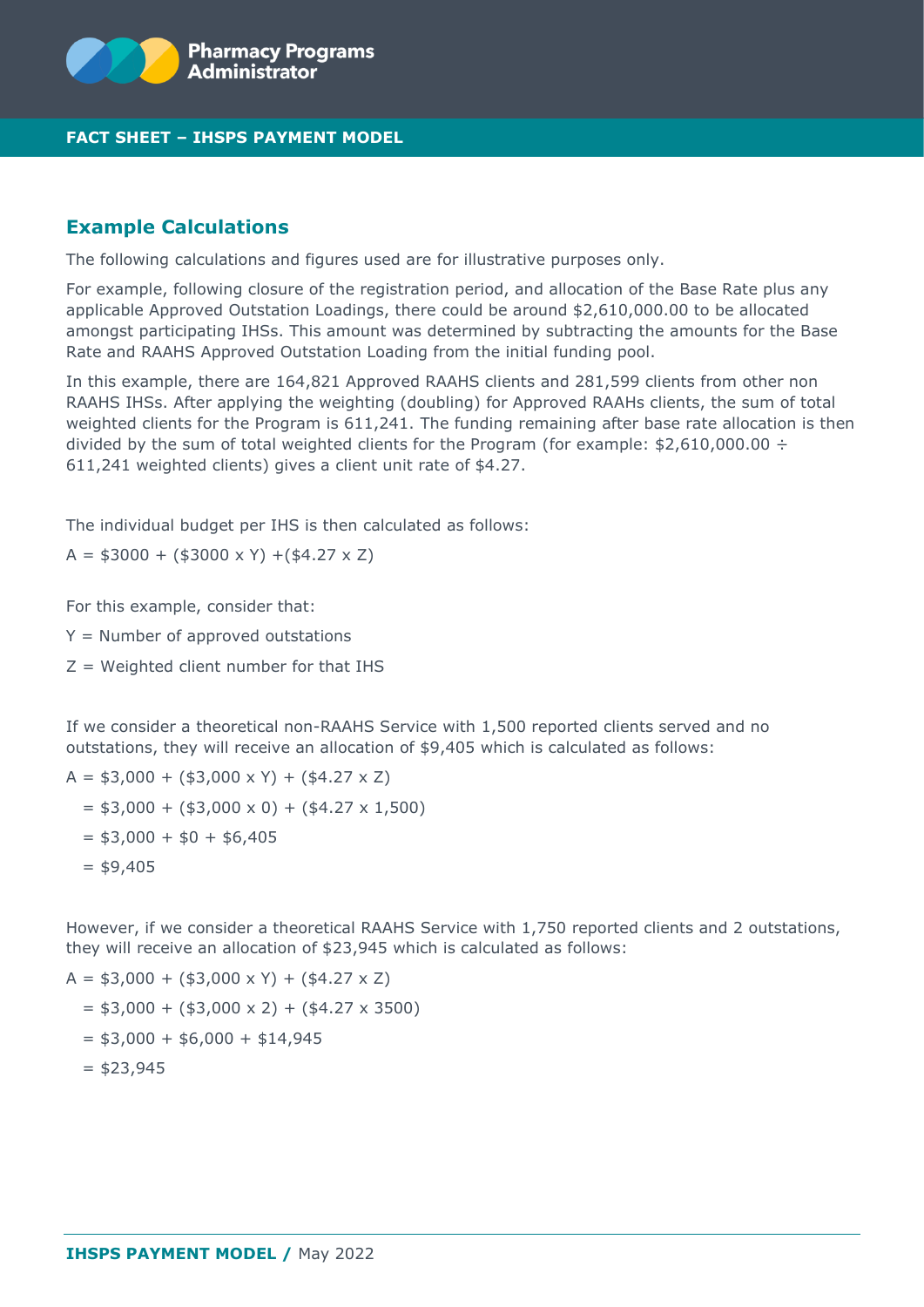## Example Calculations

The following calculations and figures used are for illustrative purposes only.

For example, following closure of the registration period, and allocation of the Base Rate plus any applicable Approved Outstation Loadings, there could be around $2,610,000.00 to be allocated amongst participating IHSs. This amount was determined by subtracting the amounts for the Base Rate and RAAHS Approved Outstation Loading from the initial funding pool.

In this example, there are 164,821 Approved RAAHS clients and 281,599 clients from other non RAAHS IHSs. After applying the weighting (doubling) for Approved RAAHs clients, the sum of total weighted clients for the Program is 611,241. The funding remaining after base rate allocation is then divided by the sum of total weighted clients for the Program (for example: $2,610,000.00 ÷ 611,241 weighted clients) gives a client unit rate of $4.27.

The individual budget per IHS is then calculated as follows:

$A = \$3000 + (\$3000 \times Y) + (\$4.27 \times Z)$

For this example, consider that:

Y = Number of approved outstations

Z = Weighted client number for that IHS

If we consider a theoretical non-RAAHS Service with 1,500 reported clients served and no outstations, they will receive an allocation of $9,405 which is calculated as follows:

$$
\begin{aligned}
A &= \$3,000 + (\$3,000 \times Y) + (\$4.27 \times Z) \\
&= \$3,000 + (\$3,000 \times 0) + (\$4.27 \times 1,500) \\
&= \$3,000 + \$0 + \$6,405 \\
&= \$9,405
\end{aligned}
$$

However, if we consider a theoretical RAAHS Service with 1,750 reported clients and 2 outstations, they will receive an allocation of $23,945 which is calculated as follows:

$$
\begin{aligned}
A &= \$3,000 + (\$3,000 \times Y) + (\$4.27 \times Z) \\
&= \$3,000 + (\$3,000 \times 2) + (\$4.27 \times 3500) \\
&= \$3,000 + \$6,000 + \$14,945 \\
&= \$23,945
\end{aligned}
$$